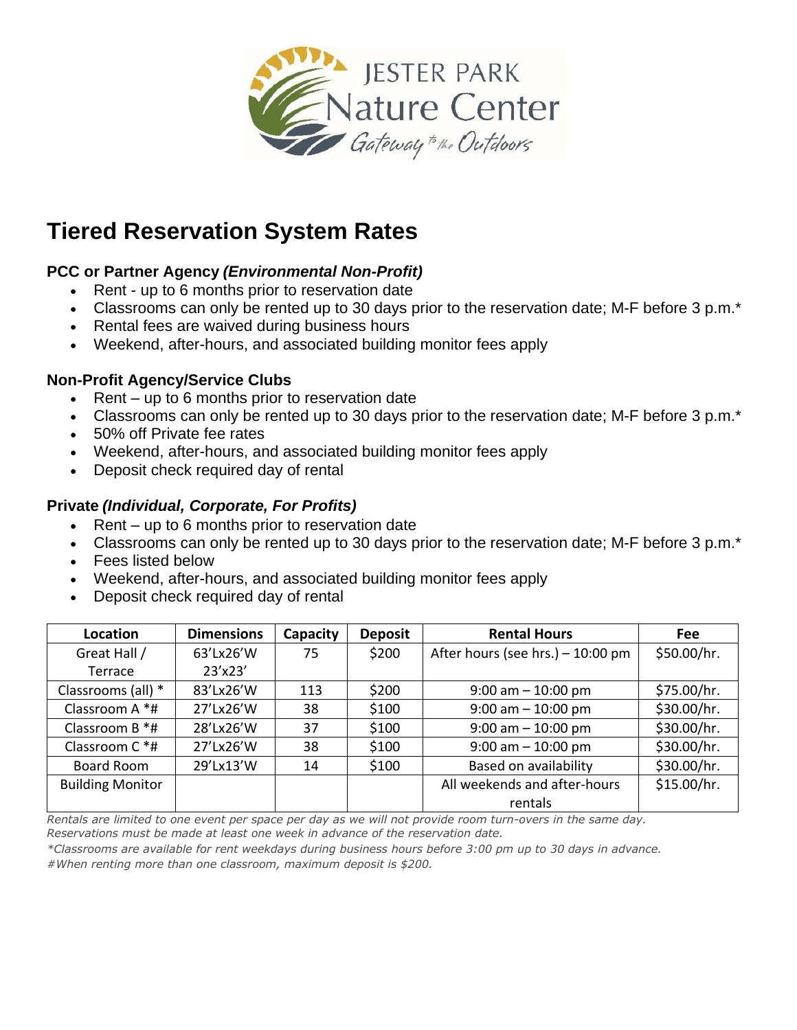JESTER PARK
Nature Center
Gateway to the Outdoors

# Tiered Reservation System Rates

### PCC or Partner Agency *(Environmental Non-Profit)*

- Rent - up to 6 months prior to reservation date
- Classrooms can only be rented up to 30 days prior to the reservation date; M-F before 3 p.m.*
- Rental fees are waived during business hours
- Weekend, after-hours, and associated building monitor fees apply

### Non-Profit Agency/Service Clubs

- Rent – up to 6 months prior to reservation date
- Classrooms can only be rented up to 30 days prior to the reservation date; M-F before 3 p.m.*
- 50% off Private fee rates
- Weekend, after-hours, and associated building monitor fees apply
- Deposit check required day of rental

### Private *(Individual, Corporate, For Profits)*

- Rent – up to 6 months prior to reservation date
- Classrooms can only be rented up to 30 days prior to the reservation date; M-F before 3 p.m.*
- Fees listed below
- Weekend, after-hours, and associated building monitor fees apply
- Deposit check required day of rental

| Location | Dimensions | Capacity | Deposit | Rental Hours | Fee |
|---|---|---|---|---|---|
| Great Hall / Terrace | 63'Lx26'W 23'x23' | 75 | $200 | After hours (see hrs.) – 10:00 pm | $50.00/hr. |
| Classrooms (all) * | 83'Lx26'W | 113 | $200 | 9:00 am – 10:00 pm | $75.00/hr. |
| Classroom A *# | 27'Lx26'W | 38 | $100 | 9:00 am – 10:00 pm | $30.00/hr. |
| Classroom B *# | 28'Lx26'W | 37 | $100 | 9:00 am – 10:00 pm | $30.00/hr. |
| Classroom C *# | 27'Lx26'W | 38 | $100 | 9:00 am – 10:00 pm | $30.00/hr. |
| Board Room | 29'Lx13'W | 14 | $100 | Based on availability | $30.00/hr. |
| Building Monitor | | | | All weekends and after-hours rentals | $15.00/hr. |

*Rentals are limited to one event per space per day as we will not provide room turn-overs in the same day.*
*Reservations must be made at least one week in advance of the reservation date.*

**Classrooms are available for rent weekdays during business hours before 3:00 pm up to 30 days in advance.*
*#When renting more than one classroom, maximum deposit is $200.*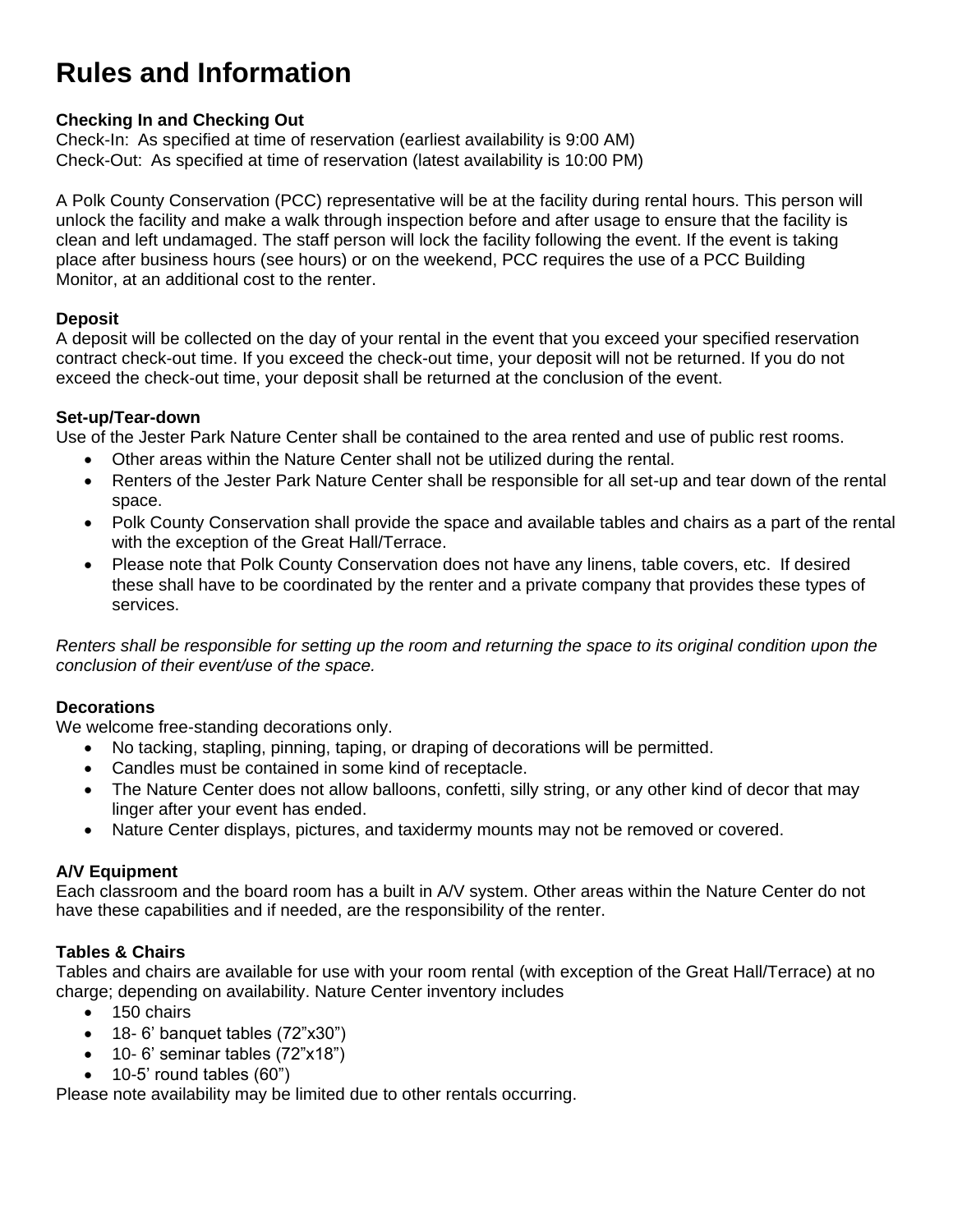# Rules and Information

**Checking In and Checking Out**
Check-In: As specified at time of reservation (earliest availability is 9:00 AM)
Check-Out: As specified at time of reservation (latest availability is 10:00 PM)

A Polk County Conservation (PCC) representative will be at the facility during rental hours. This person will unlock the facility and make a walk through inspection before and after usage to ensure that the facility is clean and left undamaged. The staff person will lock the facility following the event. If the event is taking place after business hours (see hours) or on the weekend, PCC requires the use of a PCC Building Monitor, at an additional cost to the renter.

**Deposit**
A deposit will be collected on the day of your rental in the event that you exceed your specified reservation contract check-out time. If you exceed the check-out time, your deposit will not be returned. If you do not exceed the check-out time, your deposit shall be returned at the conclusion of the event.

**Set-up/Tear-down**
Use of the Jester Park Nature Center shall be contained to the area rented and use of public rest rooms.

- Other areas within the Nature Center shall not be utilized during the rental.
- Renters of the Jester Park Nature Center shall be responsible for all set-up and tear down of the rental space.
- Polk County Conservation shall provide the space and available tables and chairs as a part of the rental with the exception of the Great Hall/Terrace.
- Please note that Polk County Conservation does not have any linens, table covers, etc. If desired these shall have to be coordinated by the renter and a private company that provides these types of services.

*Renters shall be responsible for setting up the room and returning the space to its original condition upon the conclusion of their event/use of the space.*

**Decorations**
We welcome free-standing decorations only.

- No tacking, stapling, pinning, taping, or draping of decorations will be permitted.
- Candles must be contained in some kind of receptacle.
- The Nature Center does not allow balloons, confetti, silly string, or any other kind of decor that may linger after your event has ended.
- Nature Center displays, pictures, and taxidermy mounts may not be removed or covered.

**A/V Equipment**
Each classroom and the board room has a built in A/V system. Other areas within the Nature Center do not have these capabilities and if needed, are the responsibility of the renter.

**Tables & Chairs**
Tables and chairs are available for use with your room rental (with exception of the Great Hall/Terrace) at no charge; depending on availability. Nature Center inventory includes

- 150 chairs
- 18- 6' banquet tables (72"x30")
- 10- 6' seminar tables (72"x18")
- 10-5' round tables (60")

Please note availability may be limited due to other rentals occurring.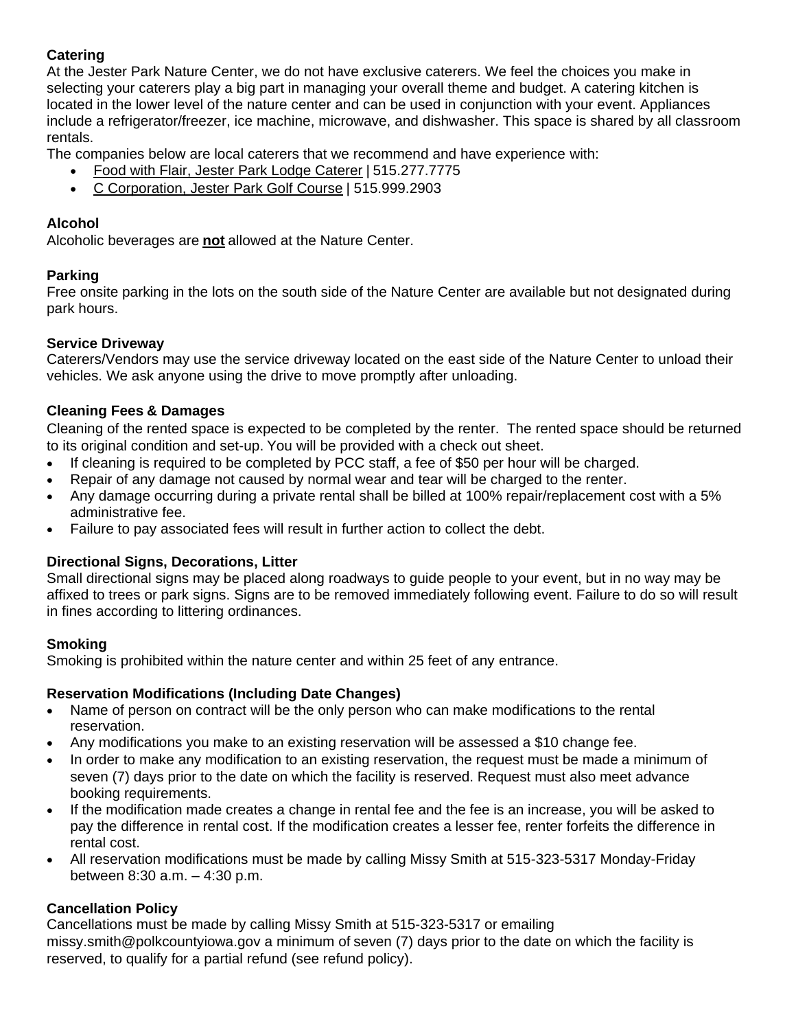### Catering

At the Jester Park Nature Center, we do not have exclusive caterers. We feel the choices you make in selecting your caterers play a big part in managing your overall theme and budget. A catering kitchen is located in the lower level of the nature center and can be used in conjunction with your event. Appliances include a refrigerator/freezer, ice machine, microwave, and dishwasher. This space is shared by all classroom rentals.

The companies below are local caterers that we recommend and have experience with:

- Food with Flair, Jester Park Lodge Caterer | 515.277.7775
- C Corporation, Jester Park Golf Course | 515.999.2903

### Alcohol

Alcoholic beverages are **not** allowed at the Nature Center.

### Parking

Free onsite parking in the lots on the south side of the Nature Center are available but not designated during park hours.

### Service Driveway

Caterers/Vendors may use the service driveway located on the east side of the Nature Center to unload their vehicles. We ask anyone using the drive to move promptly after unloading.

### Cleaning Fees & Damages

Cleaning of the rented space is expected to be completed by the renter. The rented space should be returned to its original condition and set-up. You will be provided with a check out sheet.

- If cleaning is required to be completed by PCC staff, a fee of $50 per hour will be charged.
- Repair of any damage not caused by normal wear and tear will be charged to the renter.
- Any damage occurring during a private rental shall be billed at 100% repair/replacement cost with a 5% administrative fee.
- Failure to pay associated fees will result in further action to collect the debt.

### Directional Signs, Decorations, Litter

Small directional signs may be placed along roadways to guide people to your event, but in no way may be affixed to trees or park signs. Signs are to be removed immediately following event. Failure to do so will result in fines according to littering ordinances.

### Smoking

Smoking is prohibited within the nature center and within 25 feet of any entrance.

### Reservation Modifications (Including Date Changes)

- Name of person on contract will be the only person who can make modifications to the rental reservation.
- Any modifications you make to an existing reservation will be assessed a $10 change fee.
- In order to make any modification to an existing reservation, the request must be made a minimum of seven (7) days prior to the date on which the facility is reserved. Request must also meet advance booking requirements.
- If the modification made creates a change in rental fee and the fee is an increase, you will be asked to pay the difference in rental cost. If the modification creates a lesser fee, renter forfeits the difference in rental cost.
- All reservation modifications must be made by calling Missy Smith at 515-323-5317 Monday-Friday between 8:30 a.m. – 4:30 p.m.

### Cancellation Policy

Cancellations must be made by calling Missy Smith at 515-323-5317 or emailing missy.smith@polkcountyiowa.gov a minimum of seven (7) days prior to the date on which the facility is reserved, to qualify for a partial refund (see refund policy).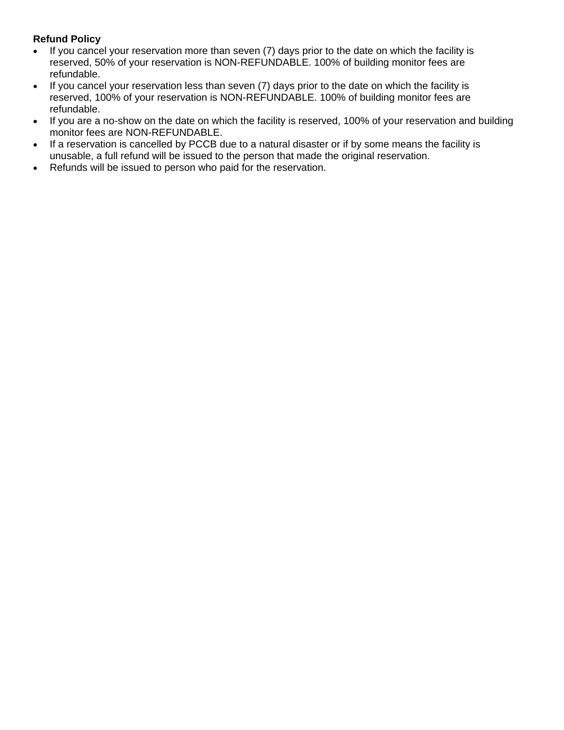**Refund Policy**

- If you cancel your reservation more than seven (7) days prior to the date on which the facility is reserved, 50% of your reservation is NON-REFUNDABLE. 100% of building monitor fees are refundable.
- If you cancel your reservation less than seven (7) days prior to the date on which the facility is reserved, 100% of your reservation is NON-REFUNDABLE. 100% of building monitor fees are refundable.
- If you are a no-show on the date on which the facility is reserved, 100% of your reservation and building monitor fees are NON-REFUNDABLE.
- If a reservation is cancelled by PCCB due to a natural disaster or if by some means the facility is unusable, a full refund will be issued to the person that made the original reservation.
- Refunds will be issued to person who paid for the reservation.